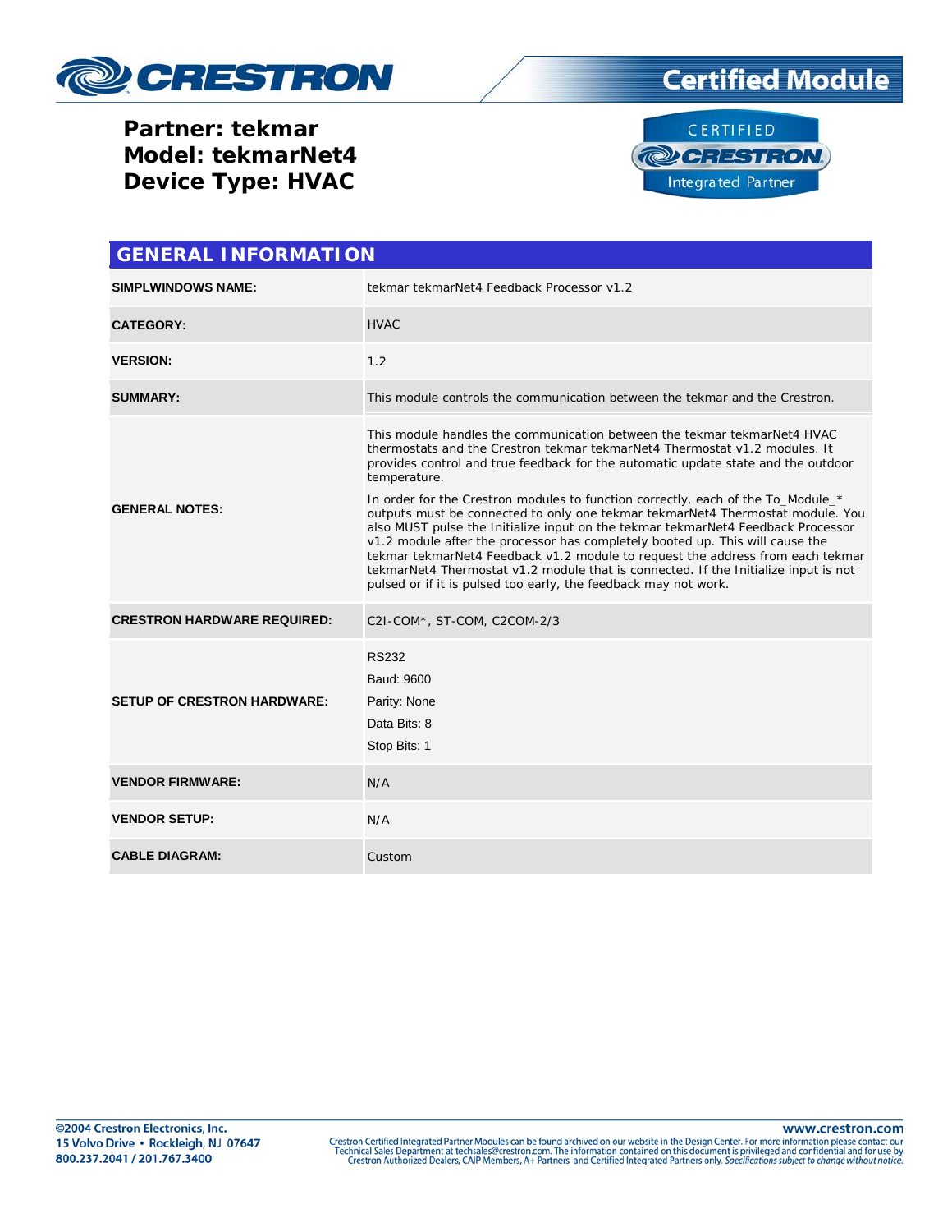# Certified Module

**Partner: tekmar**
**Model: tekmarNet4**
**Device Type: HVAC**

## GENERAL INFORMATION

| | |
|---|---|
| **SIMPLWINDOWS NAME:** | tekmar tekmarNet4 Feedback Processor v1.2 |
| **CATEGORY:** | HVAC |
| **VERSION:** | 1.2 |
| **SUMMARY:** | This module controls the communication between the tekmar and the Crestron. |
| **GENERAL NOTES:** | This module handles the communication between the tekmar tekmarNet4 HVAC thermostats and the Crestron tekmar tekmarNet4 Thermostat v1.2 modules. It provides control and true feedback for the automatic update state and the outdoor temperature.<br><br>In order for the Crestron modules to function correctly, each of the To_Module_* outputs must be connected to only one tekmar tekmarNet4 Thermostat module. You also MUST pulse the Initialize input on the tekmar tekmarNet4 Feedback Processor v1.2 module after the processor has completely booted up. This will cause the tekmar tekmarNet4 Feedback v1.2 module to request the address from each tekmar tekmarNet4 Thermostat v1.2 module that is connected. If the Initialize input is not pulsed or if it is pulsed too early, the feedback may not work. |
| **CRESTRON HARDWARE REQUIRED:** | C2I-COM*, ST-COM, C2COM-2/3 |
| **SETUP OF CRESTRON HARDWARE:** | RS232<br>Baud: 9600<br>Parity: None<br>Data Bits: 8<br>Stop Bits: 1 |
| **VENDOR FIRMWARE:** | N/A |
| **VENDOR SETUP:** | N/A |
| **CABLE DIAGRAM:** | Custom |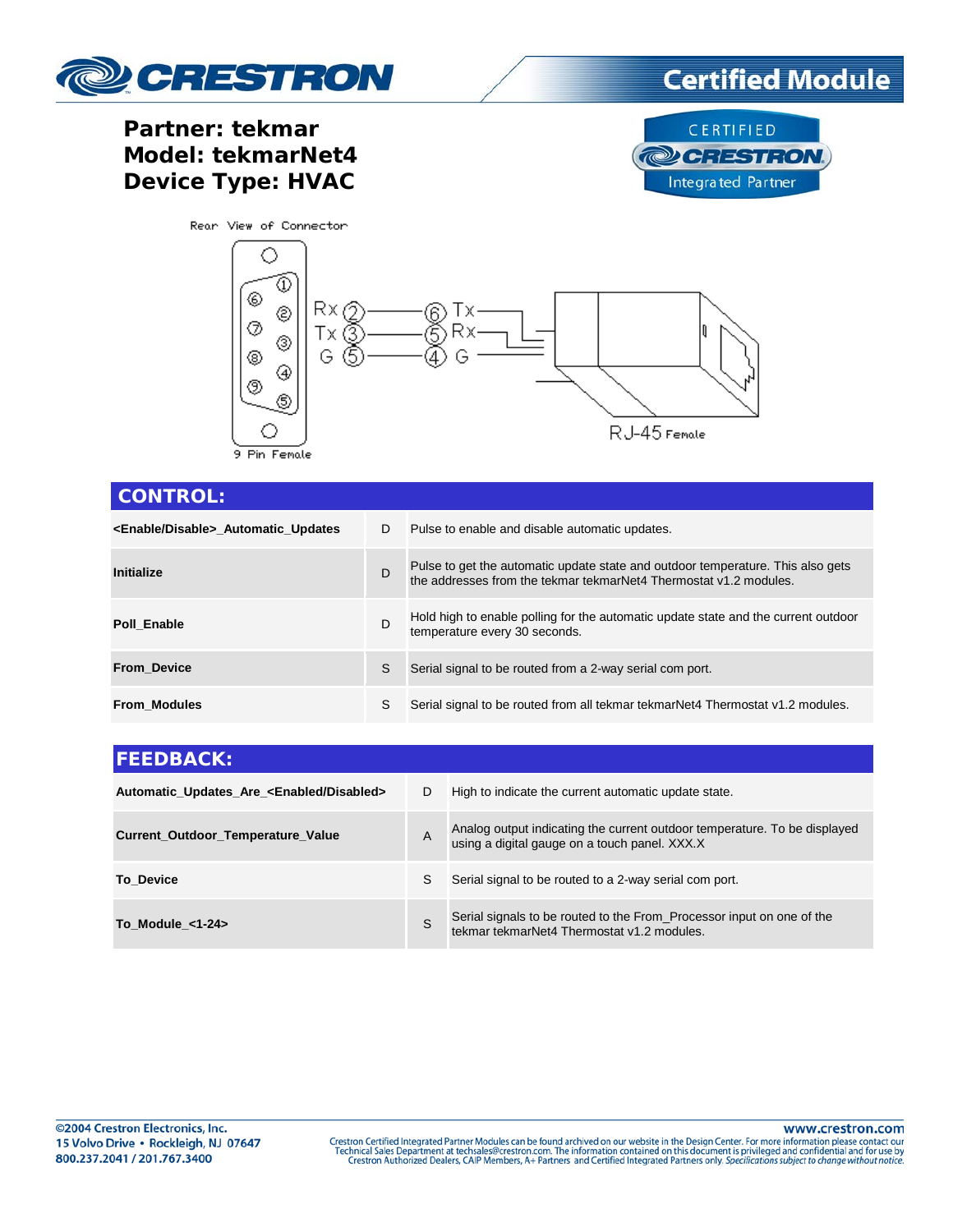**Partner: tekmar**
**Model: tekmarNet4**
**Device Type: HVAC**

Rear View of Connector

9 Pin Female — RJ-45 Female

| 9 Pin | | RJ-45 | |
|---|---|---|---|
| Rx | 2 | 6 | Tx |
| Tx | 3 | 5 | Rx |
| G | 5 | 4 | G |

## CONTROL:

| | | |
|---|---|---|
| **<Enable/Disable>_Automatic_Updates** | D | Pulse to enable and disable automatic updates. |
| **Initialize** | D | Pulse to get the automatic update state and outdoor temperature. This also gets the addresses from the tekmar tekmarNet4 Thermostat v1.2 modules. |
| **Poll_Enable** | D | Hold high to enable polling for the automatic update state and the current outdoor temperature every 30 seconds. |
| **From_Device** | S | Serial signal to be routed from a 2-way serial com port. |
| **From_Modules** | S | Serial signal to be routed from all tekmar tekmarNet4 Thermostat v1.2 modules. |

## FEEDBACK:

| | | |
|---|---|---|
| **Automatic_Updates_Are_<Enabled/Disabled>** | D | High to indicate the current automatic update state. |
| **Current_Outdoor_Temperature_Value** | A | Analog output indicating the current outdoor temperature. To be displayed using a digital gauge on a touch panel. XXX.X |
| **To_Device** | S | Serial signal to be routed to a 2-way serial com port. |
| **To_Module_<1-24>** | S | Serial signals to be routed to the From_Processor input on one of the tekmar tekmarNet4 Thermostat v1.2 modules. |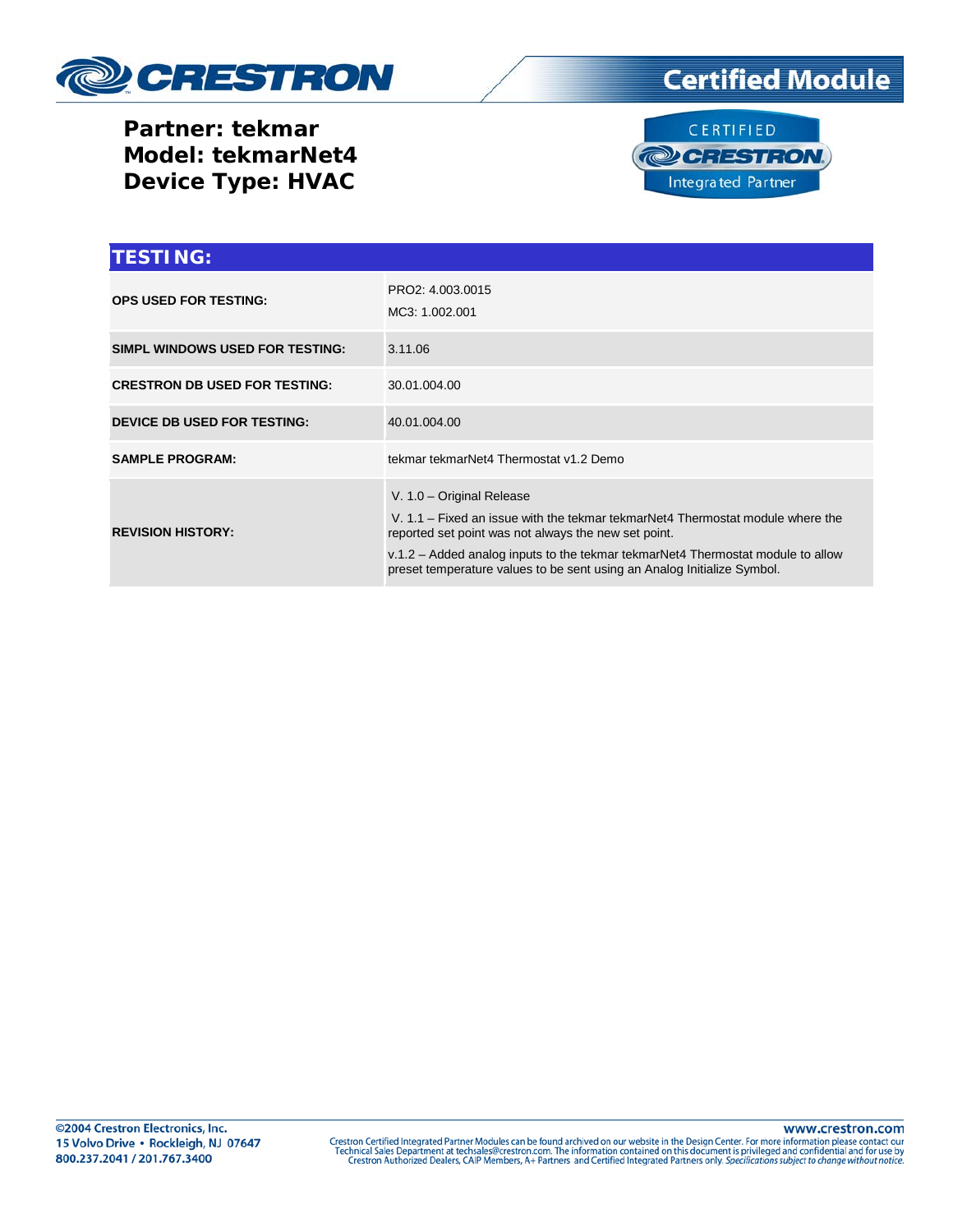**Partner: tekmar**
**Model: tekmarNet4**
**Device Type: HVAC**

## TESTING:

| | |
|---|---|
| **OPS USED FOR TESTING:** | PRO2: 4.003.0015<br>MC3: 1.002.001 |
| **SIMPL WINDOWS USED FOR TESTING:** | 3.11.06 |
| **CRESTRON DB USED FOR TESTING:** | 30.01.004.00 |
| **DEVICE DB USED FOR TESTING:** | 40.01.004.00 |
| **SAMPLE PROGRAM:** | tekmar tekmarNet4 Thermostat v1.2 Demo |
| **REVISION HISTORY:** | V. 1.0 – Original Release<br>V. 1.1 – Fixed an issue with the tekmar tekmarNet4 Thermostat module where the reported set point was not always the new set point.<br>v.1.2 – Added analog inputs to the tekmar tekmarNet4 Thermostat module to allow preset temperature values to be sent using an Analog Initialize Symbol. |